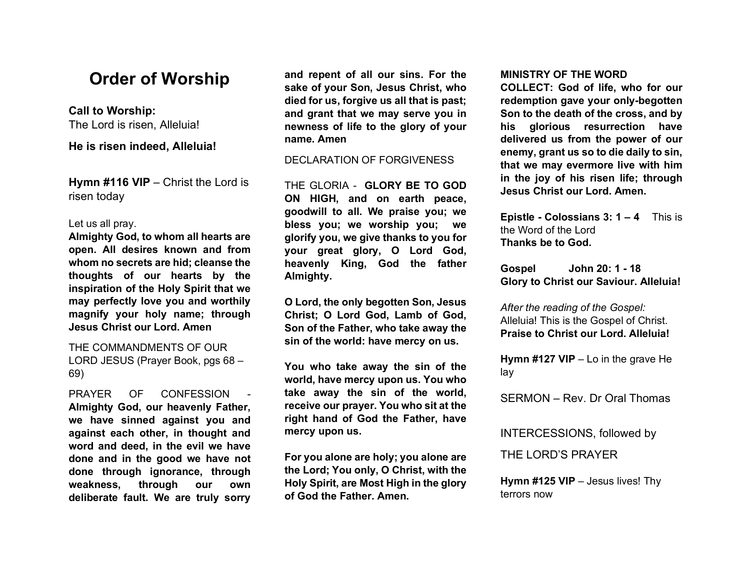# Order of Worship

**Call to Worship:**
The Lord is risen, Alleluia!

**He is risen indeed, Alleluia!**

**Hymn #116 VIP** – Christ the Lord is risen today

Let us all pray.
**Almighty God, to whom all hearts are open. All desires known and from whom no secrets are hid; cleanse the thoughts of our hearts by the inspiration of the Holy Spirit that we may perfectly love you and worthily magnify your holy name; through Jesus Christ our Lord. Amen**

THE COMMANDMENTS OF OUR LORD JESUS (Prayer Book, pgs 68 – 69)

PRAYER OF CONFESSION - **Almighty God, our heavenly Father, we have sinned against you and against each other, in thought and word and deed, in the evil we have done and in the good we have not done through ignorance, through weakness, through our own deliberate fault. We are truly sorry and repent of all our sins. For the sake of your Son, Jesus Christ, who died for us, forgive us all that is past; and grant that we may serve you in newness of life to the glory of your name. Amen**

DECLARATION OF FORGIVENESS

THE GLORIA - **GLORY BE TO GOD ON HIGH, and on earth peace, goodwill to all. We praise you; we bless you; we worship you; we glorify you, we give thanks to you for your great glory, O Lord God, heavenly King, God the father Almighty.**

**O Lord, the only begotten Son, Jesus Christ; O Lord God, Lamb of God, Son of the Father, who take away the sin of the world: have mercy on us.**

**You who take away the sin of the world, have mercy upon us. You who take away the sin of the world, receive our prayer. You who sit at the right hand of God the Father, have mercy upon us.**

**For you alone are holy; you alone are the Lord; You only, O Christ, with the Holy Spirit, are Most High in the glory of God the Father. Amen.**

**MINISTRY OF THE WORD**
**COLLECT: God of life, who for our redemption gave your only-begotten Son to the death of the cross, and by his glorious resurrection have delivered us from the power of our enemy, grant us so to die daily to sin, that we may evermore live with him in the joy of his risen life; through Jesus Christ our Lord. Amen.**

**Epistle - Colossians 3: 1 – 4** This is the Word of the Lord
**Thanks be to God.**

**Gospel John 20: 1 - 18**
**Glory to Christ our Saviour. Alleluia!**

*After the reading of the Gospel:*
Alleluia! This is the Gospel of Christ.
**Praise to Christ our Lord. Alleluia!**

**Hymn #127 VIP** – Lo in the grave He lay

SERMON – Rev. Dr Oral Thomas

INTERCESSIONS, followed by

THE LORD'S PRAYER

**Hymn #125 VIP** – Jesus lives! Thy terrors now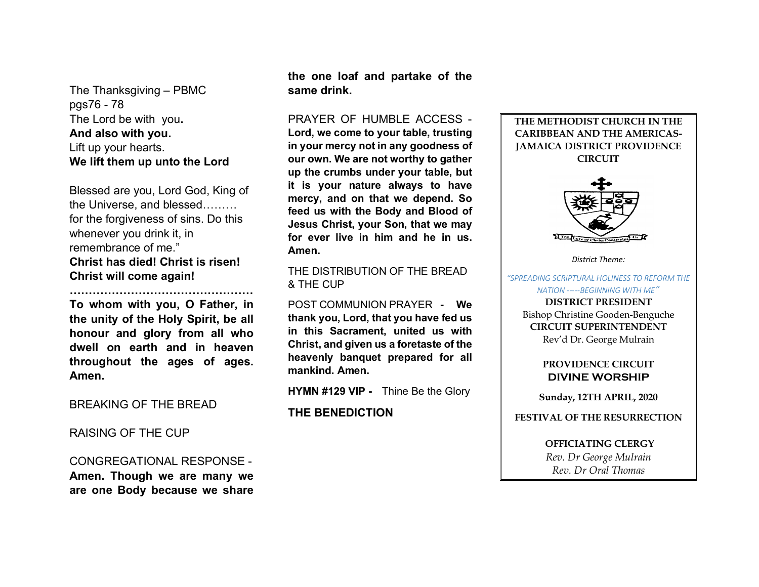The Thanksgiving – PBMC pgs76 - 78

The Lord be with you.

**And also with you.**

Lift up your hearts.

**We lift them up unto the Lord**

Blessed are you, Lord God, King of the Universe, and blessed……… for the forgiveness of sins. Do this whenever you drink it, in remembrance of me."

**Christ has died! Christ is risen! Christ will come again!**

**…………………………………………**

**To whom with you, O Father, in the unity of the Holy Spirit, be all honour and glory from all who dwell on earth and in heaven throughout the ages of ages. Amen.**

BREAKING OF THE BREAD

RAISING OF THE CUP

CONGREGATIONAL RESPONSE - **Amen. Though we are many we are one Body because we share the one loaf and partake of the same drink.**

PRAYER OF HUMBLE ACCESS - **Lord, we come to your table, trusting in your mercy not in any goodness of our own. We are not worthy to gather up the crumbs under your table, but it is your nature always to have mercy, and on that we depend. So feed us with the Body and Blood of Jesus Christ, your Son, that we may for ever live in him and he in us. Amen.**

THE DISTRIBUTION OF THE BREAD & THE CUP

POST COMMUNION PRAYER **- We thank you, Lord, that you have fed us in this Sacrament, united us with Christ, and given us a foretaste of the heavenly banquet prepared for all mankind. Amen.**

**HYMN #129 VIP -** Thine Be the Glory

**THE BENEDICTION**

**THE METHODIST CHURCH IN THE CARIBBEAN AND THE AMERICAS-JAMAICA DISTRICT PROVIDENCE CIRCUIT**

The Love of Christ Constrains Us

*District Theme:*

*"SPREADING SCRIPTURAL HOLINESS TO REFORM THE NATION -----BEGINNING WITH ME"*

**DISTRICT PRESIDENT**

Bishop Christine Gooden-Benguche

**CIRCUIT SUPERINTENDENT**

Rev'd Dr. George Mulrain

**PROVIDENCE CIRCUIT**

**DIVINE WORSHIP**

**Sunday, 12TH APRIL, 2020**

**FESTIVAL OF THE RESURRECTION**

**OFFICIATING CLERGY**

*Rev. Dr George Mulrain*

*Rev. Dr Oral Thomas*